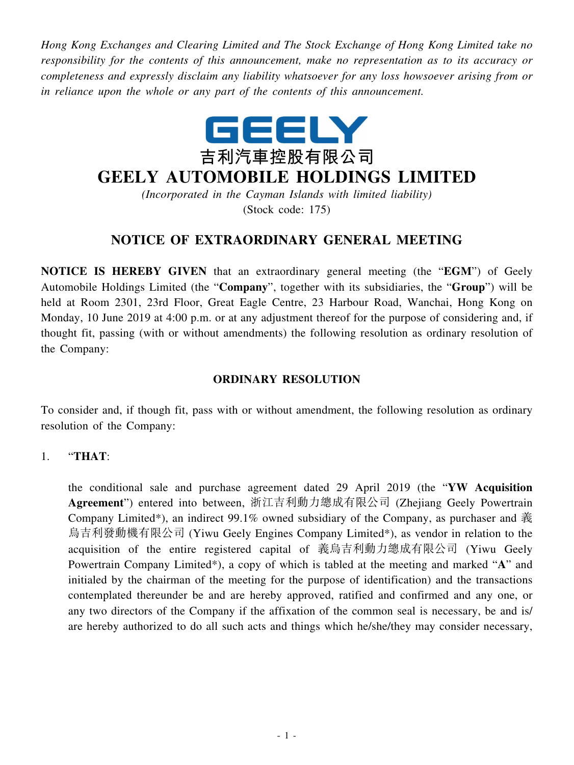*Hong Kong Exchanges and Clearing Limited and The Stock Exchange of Hong Kong Limited take no responsibility for the contents of this announcement, make no representation as to its accuracy or completeness and expressly disclaim any liability whatsoever for any loss howsoever arising from or in reliance upon the whole or any part of the contents of this announcement.*

GEELY

吉利汽車控股有限公司

# GEELY AUTOMOBILE HOLDINGS LIMITED

*(Incorporated in the Cayman Islands with limited liability)*

(Stock code: 175)

## NOTICE OF EXTRAORDINARY GENERAL MEETING

**NOTICE IS HEREBY GIVEN** that an extraordinary general meeting (the "**EGM**") of Geely Automobile Holdings Limited (the "**Company**", together with its subsidiaries, the "**Group**") will be held at Room 2301, 23rd Floor, Great Eagle Centre, 23 Harbour Road, Wanchai, Hong Kong on Monday, 10 June 2019 at 4:00 p.m. or at any adjustment thereof for the purpose of considering and, if thought fit, passing (with or without amendments) the following resolution as ordinary resolution of the Company:

### ORDINARY RESOLUTION

To consider and, if though fit, pass with or without amendment, the following resolution as ordinary resolution of the Company:

1. "**THAT**:

   the conditional sale and purchase agreement dated 29 April 2019 (the "**YW Acquisition Agreement**") entered into between, 浙江吉利動力總成有限公司 (Zhejiang Geely Powertrain Company Limited*), an indirect 99.1% owned subsidiary of the Company, as purchaser and 義烏吉利發動機有限公司 (Yiwu Geely Engines Company Limited*), as vendor in relation to the acquisition of the entire registered capital of 義烏吉利動力總成有限公司 (Yiwu Geely Powertrain Company Limited*), a copy of which is tabled at the meeting and marked "**A**" and initialed by the chairman of the meeting for the purpose of identification) and the transactions contemplated thereunder be and are hereby approved, ratified and confirmed and any one, or any two directors of the Company if the affixation of the common seal is necessary, be and is/are hereby authorized to do all such acts and things which he/she/they may consider necessary,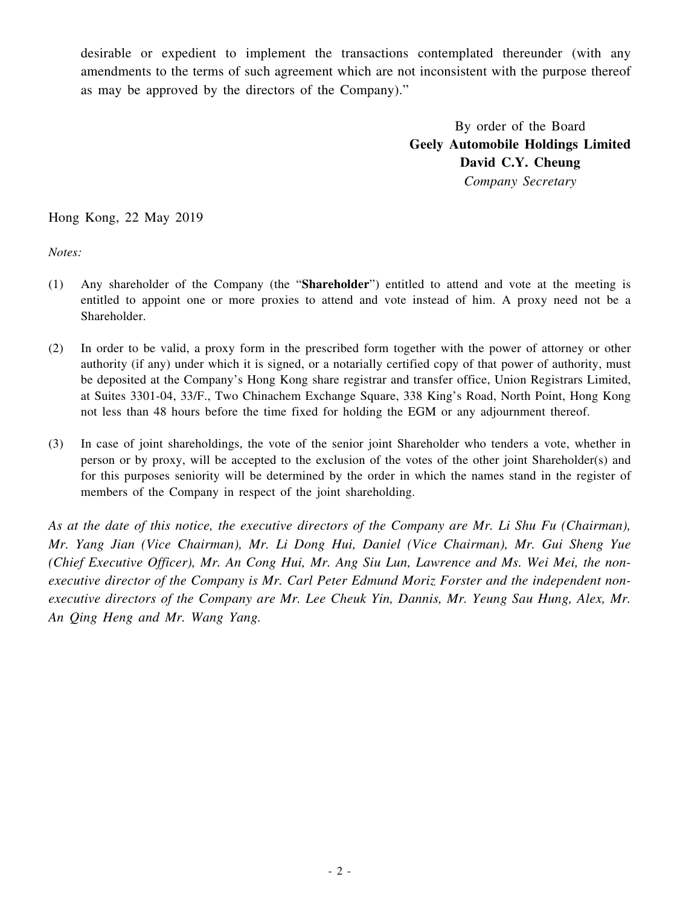desirable or expedient to implement the transactions contemplated thereunder (with any amendments to the terms of such agreement which are not inconsistent with the purpose thereof as may be approved by the directors of the Company)."

By order of the Board
**Geely Automobile Holdings Limited**
**David C.Y. Cheung**
*Company Secretary*

Hong Kong, 22 May 2019

*Notes:*

(1) Any shareholder of the Company (the "**Shareholder**") entitled to attend and vote at the meeting is entitled to appoint one or more proxies to attend and vote instead of him. A proxy need not be a Shareholder.

(2) In order to be valid, a proxy form in the prescribed form together with the power of attorney or other authority (if any) under which it is signed, or a notarially certified copy of that power of authority, must be deposited at the Company's Hong Kong share registrar and transfer office, Union Registrars Limited, at Suites 3301-04, 33/F., Two Chinachem Exchange Square, 338 King's Road, North Point, Hong Kong not less than 48 hours before the time fixed for holding the EGM or any adjournment thereof.

(3) In case of joint shareholdings, the vote of the senior joint Shareholder who tenders a vote, whether in person or by proxy, will be accepted to the exclusion of the votes of the other joint Shareholder(s) and for this purposes seniority will be determined by the order in which the names stand in the register of members of the Company in respect of the joint shareholding.

*As at the date of this notice, the executive directors of the Company are Mr. Li Shu Fu (Chairman), Mr. Yang Jian (Vice Chairman), Mr. Li Dong Hui, Daniel (Vice Chairman), Mr. Gui Sheng Yue (Chief Executive Officer), Mr. An Cong Hui, Mr. Ang Siu Lun, Lawrence and Ms. Wei Mei, the non-executive director of the Company is Mr. Carl Peter Edmund Moriz Forster and the independent non-executive directors of the Company are Mr. Lee Cheuk Yin, Dannis, Mr. Yeung Sau Hung, Alex, Mr. An Qing Heng and Mr. Wang Yang.*